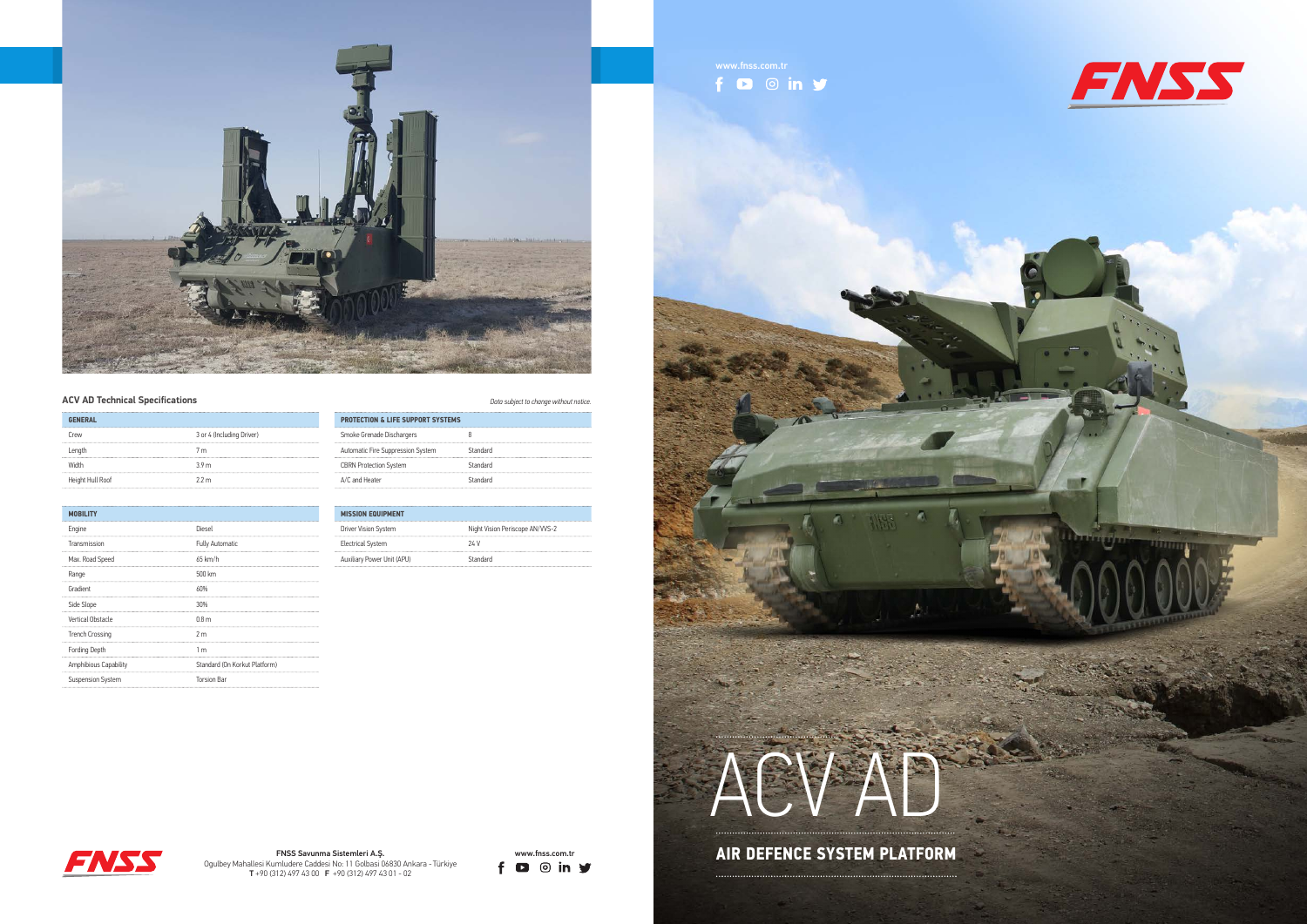# ACV AD

## AIR DEFENCE SYSTEM PLATFORM

www.fnss.com.tr

### ACV AD Technical Specifications

*Data subject to change without notice.*

| GENERAL | |
|---|---|
| Crew | 3 or 4 (Including Driver) |
| Length | 7 m |
| Width | 3.9 m |
| Height Hull Roof | 2.2 m |

| MOBILITY | |
|---|---|
| Engine | Diesel |
| Transmission | Fully Automatic |
| Max. Road Speed | 65 km/h |
| Range | 500 km |
| Gradient | 60% |
| Side Slope | 30% |
| Vertical Obstacle | 0.8 m |
| Trench Crossing | 2 m |
| Fording Depth | 1 m |
| Amphibious Capability | Standard (On Korkut Platform) |
| Suspension System | Torsion Bar |

| PROTECTION & LIFE SUPPORT SYSTEMS | |
|---|---|
| Smoke Grenade Dischargers | 8 |
| Automatic Fire Suppression System | Standard |
| CBRN Protection System | Standard |
| A/C and Heater | Standard |

| MISSION EQUIPMENT | |
|---|---|
| Driver Vision System | Night Vision Periscope AN/VVS-2 |
| Electrical System | 24 V |
| Auxiliary Power Unit (APU) | Standard |

**FNSS Savunma Sistemleri A.Ş.**
Ogulbey Mahallesi Kumludere Caddesi No: 11 Golbasi 06830 Ankara - Türkiye
**T** +90 (312) 497 43 00 **F** +90 (312) 497 43 01 - 02

www.fnss.com.tr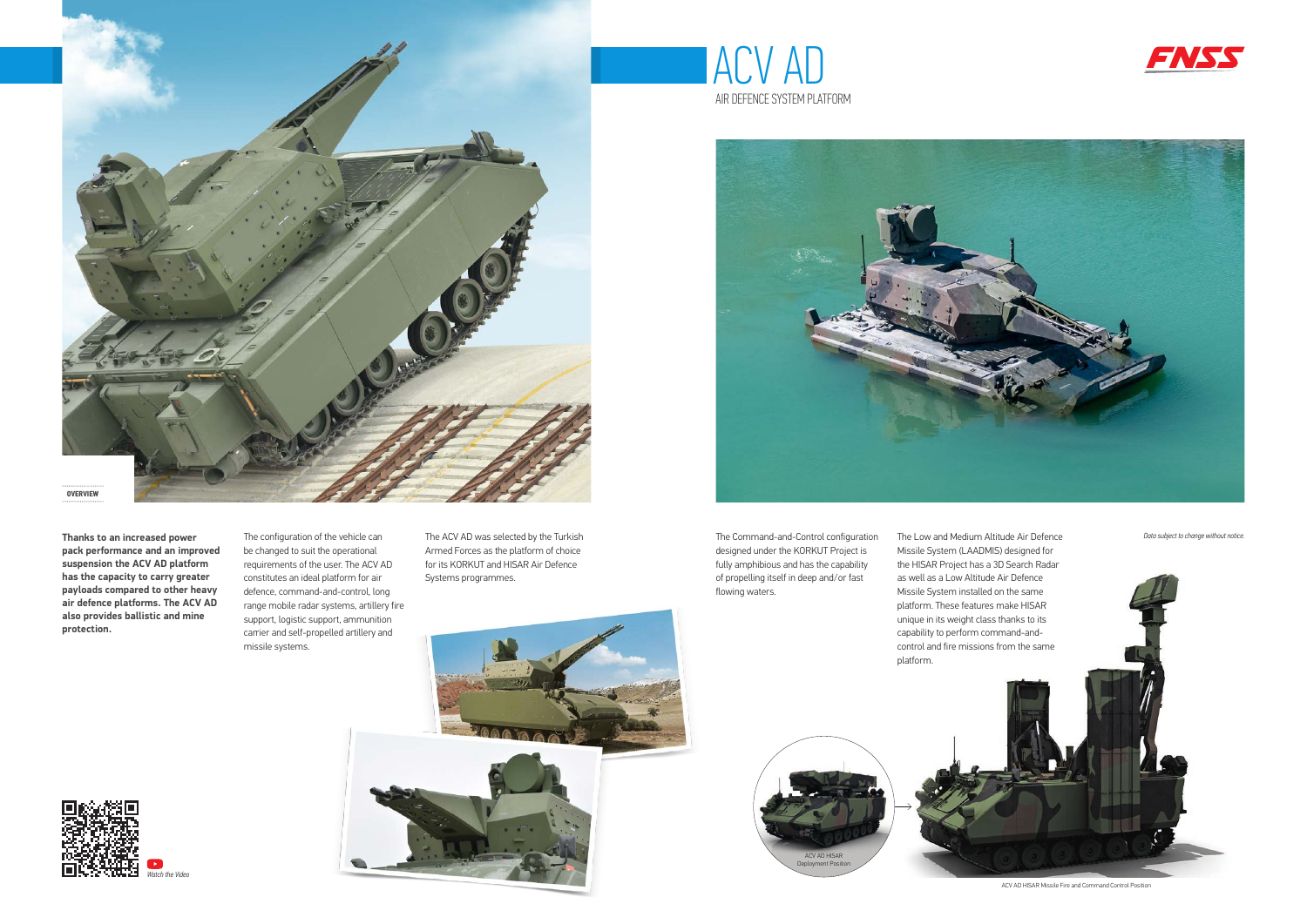# ACV AD

## AIR DEFENCE SYSTEM PLATFORM

FNSS

OVERVIEW

**Thanks to an increased power pack performance and an improved suspension the ACV AD platform has the capacity to carry greater payloads compared to other heavy air defence platforms. The ACV AD also provides ballistic and mine protection.**

The configuration of the vehicle can be changed to suit the operational requirements of the user. The ACV AD constitutes an ideal platform for air defence, command-and-control, long range mobile radar systems, artillery fire support, logistic support, ammunition carrier and self-propelled artillery and missile systems.

The ACV AD was selected by the Turkish Armed Forces as the platform of choice for its KORKUT and HISAR Air Defence Systems programmes.

The Command-and-Control configuration designed under the KORKUT Project is fully amphibious and has the capability of propelling itself in deep and/or fast flowing waters.

The Low and Medium Altitude Air Defence Missile System (LAADMIS) designed for the HISAR Project has a 3D Search Radar as well as a Low Altitude Air Defence Missile System installed on the same platform. These features make HISAR unique in its weight class thanks to its capability to perform command-and-control and fire missions from the same platform.

*Data subject to change without notice.*

ACV AD HISAR Deployment Position

ACV AD HISAR Missile Fire and Command Control Position

*Watch the Video*